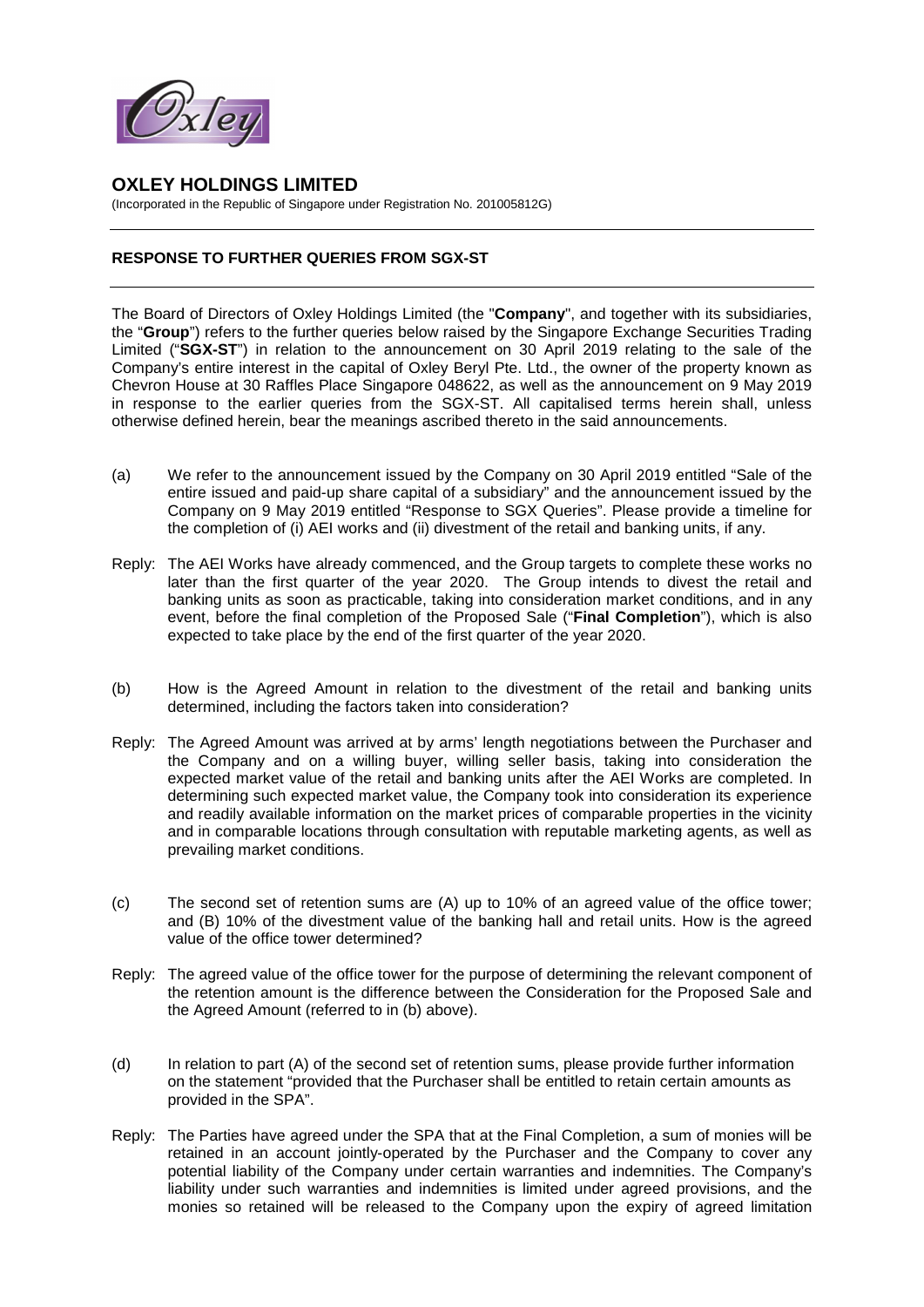# OXLEY HOLDINGS LIMITED

(Incorporated in the Republic of Singapore under Registration No. 201005812G)

---

**RESPONSE TO FURTHER QUERIES FROM SGX-ST**

---

The Board of Directors of Oxley Holdings Limited (the "**Company**", and together with its subsidiaries, the "**Group**") refers to the further queries below raised by the Singapore Exchange Securities Trading Limited ("**SGX-ST**") in relation to the announcement on 30 April 2019 relating to the sale of the Company's entire interest in the capital of Oxley Beryl Pte. Ltd., the owner of the property known as Chevron House at 30 Raffles Place Singapore 048622, as well as the announcement on 9 May 2019 in response to the earlier queries from the SGX-ST. All capitalised terms herein shall, unless otherwise defined herein, bear the meanings ascribed thereto in the said announcements.

(a) We refer to the announcement issued by the Company on 30 April 2019 entitled "Sale of the entire issued and paid-up share capital of a subsidiary" and the announcement issued by the Company on 9 May 2019 entitled "Response to SGX Queries". Please provide a timeline for the completion of (i) AEI works and (ii) divestment of the retail and banking units, if any.

Reply: The AEI Works have already commenced, and the Group targets to complete these works no later than the first quarter of the year 2020. The Group intends to divest the retail and banking units as soon as practicable, taking into consideration market conditions, and in any event, before the final completion of the Proposed Sale ("**Final Completion**"), which is also expected to take place by the end of the first quarter of the year 2020.

(b) How is the Agreed Amount in relation to the divestment of the retail and banking units determined, including the factors taken into consideration?

Reply: The Agreed Amount was arrived at by arms' length negotiations between the Purchaser and the Company and on a willing buyer, willing seller basis, taking into consideration the expected market value of the retail and banking units after the AEI Works are completed. In determining such expected market value, the Company took into consideration its experience and readily available information on the market prices of comparable properties in the vicinity and in comparable locations through consultation with reputable marketing agents, as well as prevailing market conditions.

(c) The second set of retention sums are (A) up to 10% of an agreed value of the office tower; and (B) 10% of the divestment value of the banking hall and retail units. How is the agreed value of the office tower determined?

Reply: The agreed value of the office tower for the purpose of determining the relevant component of the retention amount is the difference between the Consideration for the Proposed Sale and the Agreed Amount (referred to in (b) above).

(d) In relation to part (A) of the second set of retention sums, please provide further information on the statement "provided that the Purchaser shall be entitled to retain certain amounts as provided in the SPA".

Reply: The Parties have agreed under the SPA that at the Final Completion, a sum of monies will be retained in an account jointly-operated by the Purchaser and the Company to cover any potential liability of the Company under certain warranties and indemnities. The Company's liability under such warranties and indemnities is limited under agreed provisions, and the monies so retained will be released to the Company upon the expiry of agreed limitation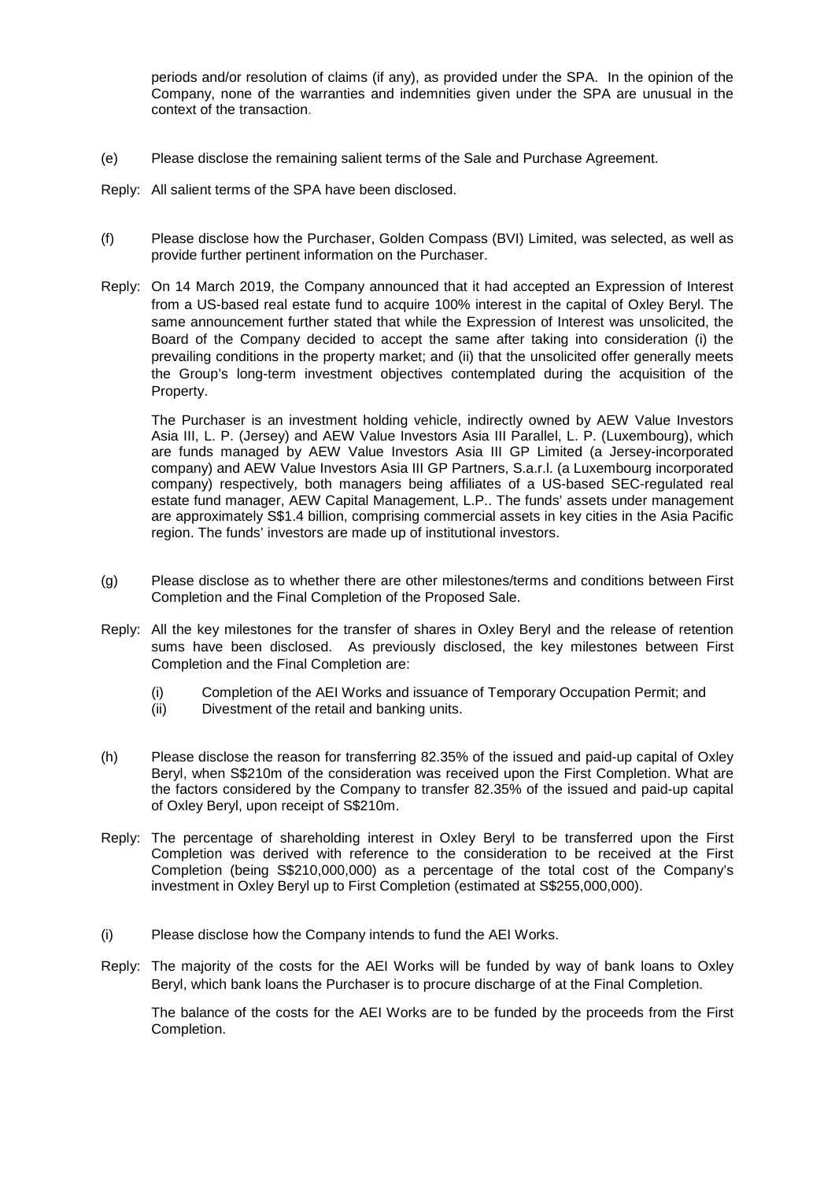periods and/or resolution of claims (if any), as provided under the SPA. In the opinion of the Company, none of the warranties and indemnities given under the SPA are unusual in the context of the transaction.

(e) Please disclose the remaining salient terms of the Sale and Purchase Agreement.

Reply: All salient terms of the SPA have been disclosed.

(f) Please disclose how the Purchaser, Golden Compass (BVI) Limited, was selected, as well as provide further pertinent information on the Purchaser.

Reply: On 14 March 2019, the Company announced that it had accepted an Expression of Interest from a US-based real estate fund to acquire 100% interest in the capital of Oxley Beryl. The same announcement further stated that while the Expression of Interest was unsolicited, the Board of the Company decided to accept the same after taking into consideration (i) the prevailing conditions in the property market; and (ii) that the unsolicited offer generally meets the Group's long-term investment objectives contemplated during the acquisition of the Property.

The Purchaser is an investment holding vehicle, indirectly owned by AEW Value Investors Asia III, L. P. (Jersey) and AEW Value Investors Asia III Parallel, L. P. (Luxembourg), which are funds managed by AEW Value Investors Asia III GP Limited (a Jersey-incorporated company) and AEW Value Investors Asia III GP Partners, S.a.r.l. (a Luxembourg incorporated company) respectively, both managers being affiliates of a US-based SEC-regulated real estate fund manager, AEW Capital Management, L.P.. The funds' assets under management are approximately S$1.4 billion, comprising commercial assets in key cities in the Asia Pacific region. The funds' investors are made up of institutional investors.

(g) Please disclose as to whether there are other milestones/terms and conditions between First Completion and the Final Completion of the Proposed Sale.

Reply: All the key milestones for the transfer of shares in Oxley Beryl and the release of retention sums have been disclosed. As previously disclosed, the key milestones between First Completion and the Final Completion are:

(i) Completion of the AEI Works and issuance of Temporary Occupation Permit; and
(ii) Divestment of the retail and banking units.

(h) Please disclose the reason for transferring 82.35% of the issued and paid-up capital of Oxley Beryl, when S$210m of the consideration was received upon the First Completion. What are the factors considered by the Company to transfer 82.35% of the issued and paid-up capital of Oxley Beryl, upon receipt of S$210m.

Reply: The percentage of shareholding interest in Oxley Beryl to be transferred upon the First Completion was derived with reference to the consideration to be received at the First Completion (being S$210,000,000) as a percentage of the total cost of the Company's investment in Oxley Beryl up to First Completion (estimated at S$255,000,000).

(i) Please disclose how the Company intends to fund the AEI Works.

Reply: The majority of the costs for the AEI Works will be funded by way of bank loans to Oxley Beryl, which bank loans the Purchaser is to procure discharge of at the Final Completion.

The balance of the costs for the AEI Works are to be funded by the proceeds from the First Completion.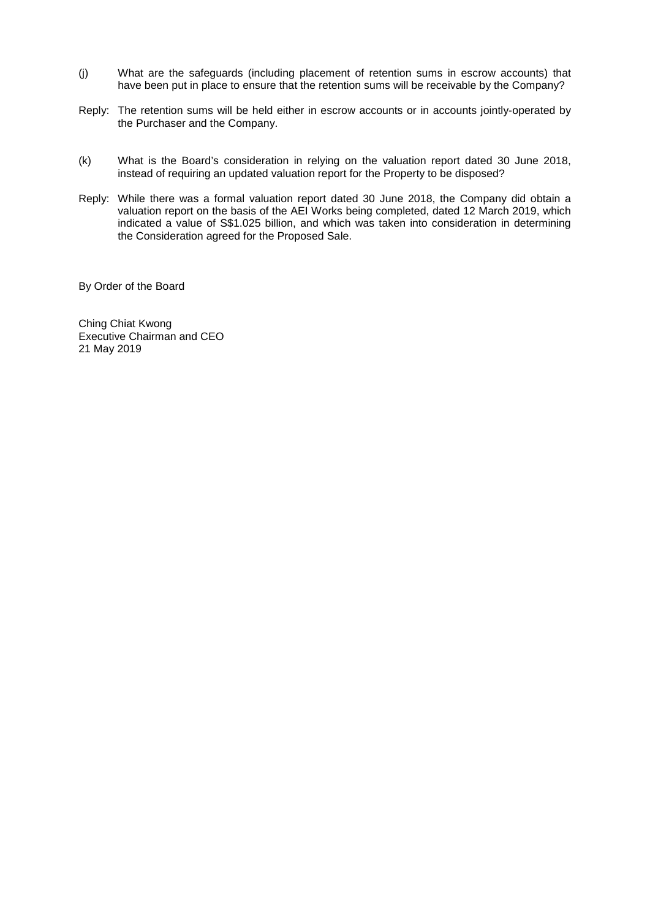(j) What are the safeguards (including placement of retention sums in escrow accounts) that have been put in place to ensure that the retention sums will be receivable by the Company?

Reply: The retention sums will be held either in escrow accounts or in accounts jointly-operated by the Purchaser and the Company.

(k) What is the Board's consideration in relying on the valuation report dated 30 June 2018, instead of requiring an updated valuation report for the Property to be disposed?

Reply: While there was a formal valuation report dated 30 June 2018, the Company did obtain a valuation report on the basis of the AEI Works being completed, dated 12 March 2019, which indicated a value of S$1.025 billion, and which was taken into consideration in determining the Consideration agreed for the Proposed Sale.

By Order of the Board

Ching Chiat Kwong  
Executive Chairman and CEO  
21 May 2019